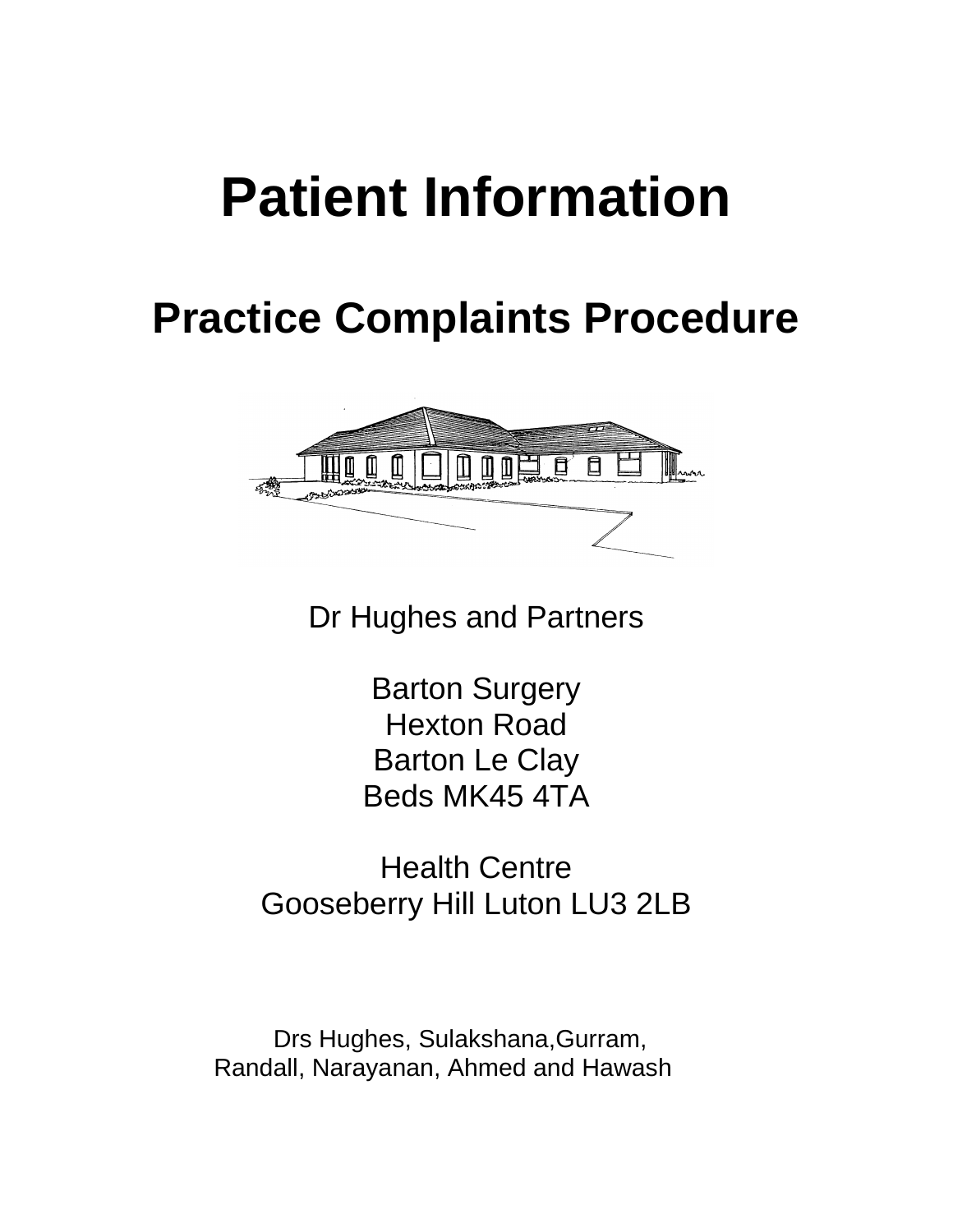# Patient Information

## Practice Complaints Procedure

Dr Hughes and Partners

Barton Surgery
Hexton Road
Barton Le Clay
Beds MK45 4TA

Health Centre
Gooseberry Hill Luton LU3 2LB

Drs Hughes, Sulakshana,Gurram,
Randall, Narayanan, Ahmed and Hawash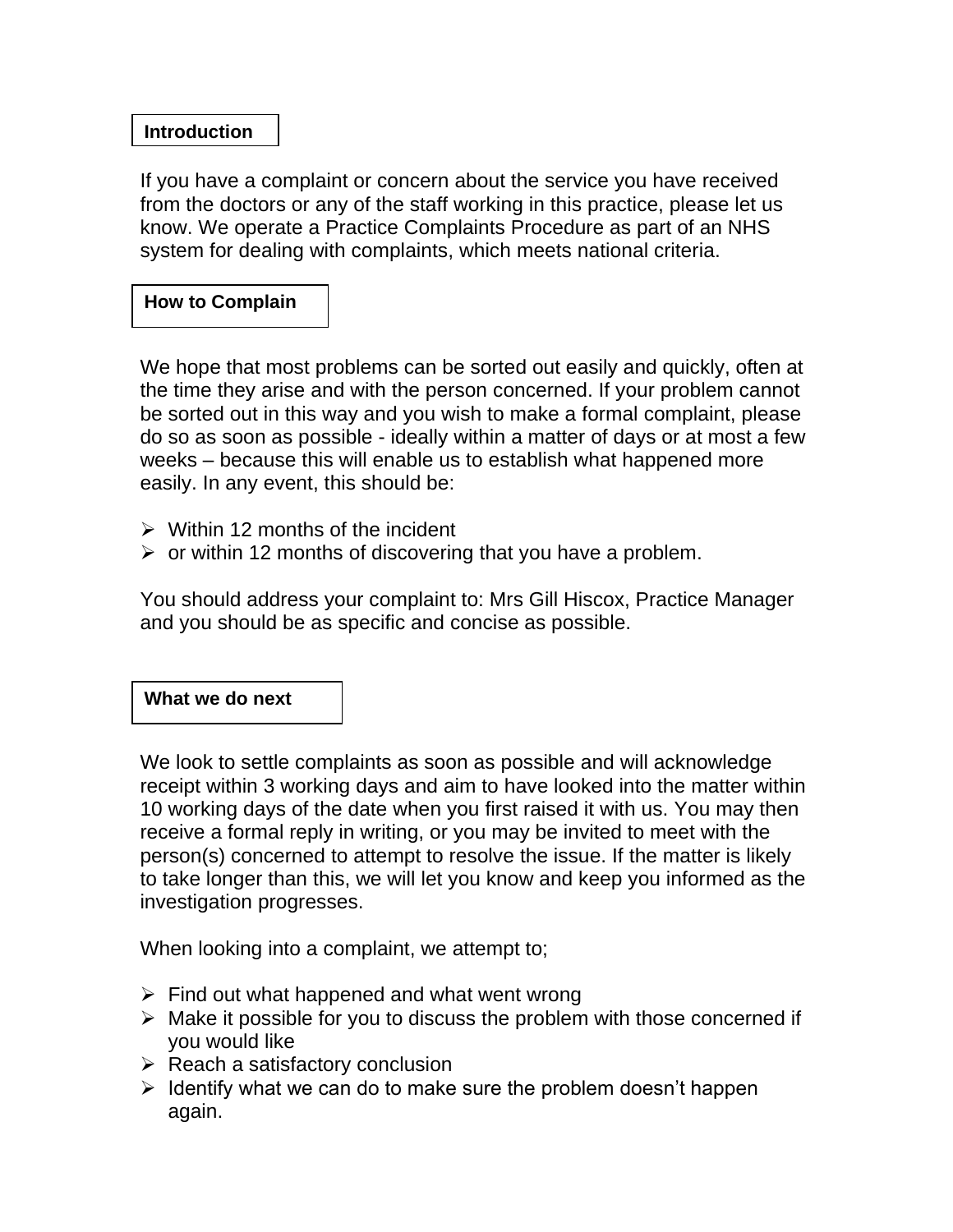## Introduction

If you have a complaint or concern about the service you have received from the doctors or any of the staff working in this practice, please let us know. We operate a Practice Complaints Procedure as part of an NHS system for dealing with complaints, which meets national criteria.

## How to Complain

We hope that most problems can be sorted out easily and quickly, often at the time they arise and with the person concerned. If your problem cannot be sorted out in this way and you wish to make a formal complaint, please do so as soon as possible - ideally within a matter of days or at most a few weeks – because this will enable us to establish what happened more easily. In any event, this should be:

- Within 12 months of the incident
- or within 12 months of discovering that you have a problem.

You should address your complaint to: Mrs Gill Hiscox, Practice Manager and you should be as specific and concise as possible.

## What we do next

We look to settle complaints as soon as possible and will acknowledge receipt within 3 working days and aim to have looked into the matter within 10 working days of the date when you first raised it with us. You may then receive a formal reply in writing, or you may be invited to meet with the person(s) concerned to attempt to resolve the issue. If the matter is likely to take longer than this, we will let you know and keep you informed as the investigation progresses.

When looking into a complaint, we attempt to;

- Find out what happened and what went wrong
- Make it possible for you to discuss the problem with those concerned if you would like
- Reach a satisfactory conclusion
- Identify what we can do to make sure the problem doesn't happen again.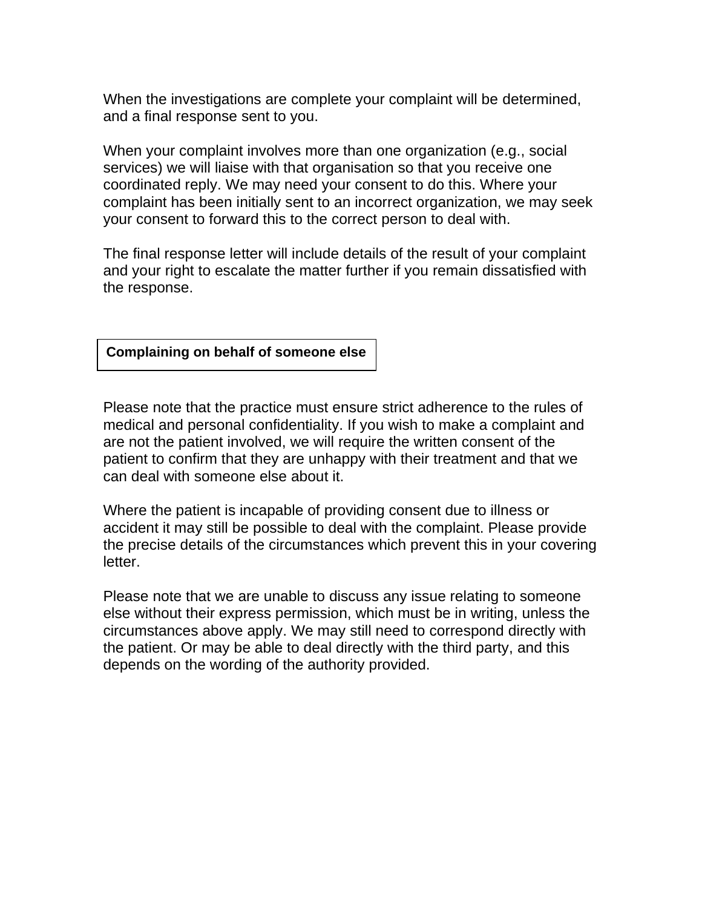When the investigations are complete your complaint will be determined, and a final response sent to you.

When your complaint involves more than one organization (e.g., social services) we will liaise with that organisation so that you receive one coordinated reply. We may need your consent to do this. Where your complaint has been initially sent to an incorrect organization, we may seek your consent to forward this to the correct person to deal with.

The final response letter will include details of the result of your complaint and your right to escalate the matter further if you remain dissatisfied with the response.

## Complaining on behalf of someone else

Please note that the practice must ensure strict adherence to the rules of medical and personal confidentiality. If you wish to make a complaint and are not the patient involved, we will require the written consent of the patient to confirm that they are unhappy with their treatment and that we can deal with someone else about it.

Where the patient is incapable of providing consent due to illness or accident it may still be possible to deal with the complaint. Please provide the precise details of the circumstances which prevent this in your covering letter.

Please note that we are unable to discuss any issue relating to someone else without their express permission, which must be in writing, unless the circumstances above apply. We may still need to correspond directly with the patient. Or may be able to deal directly with the third party, and this depends on the wording of the authority provided.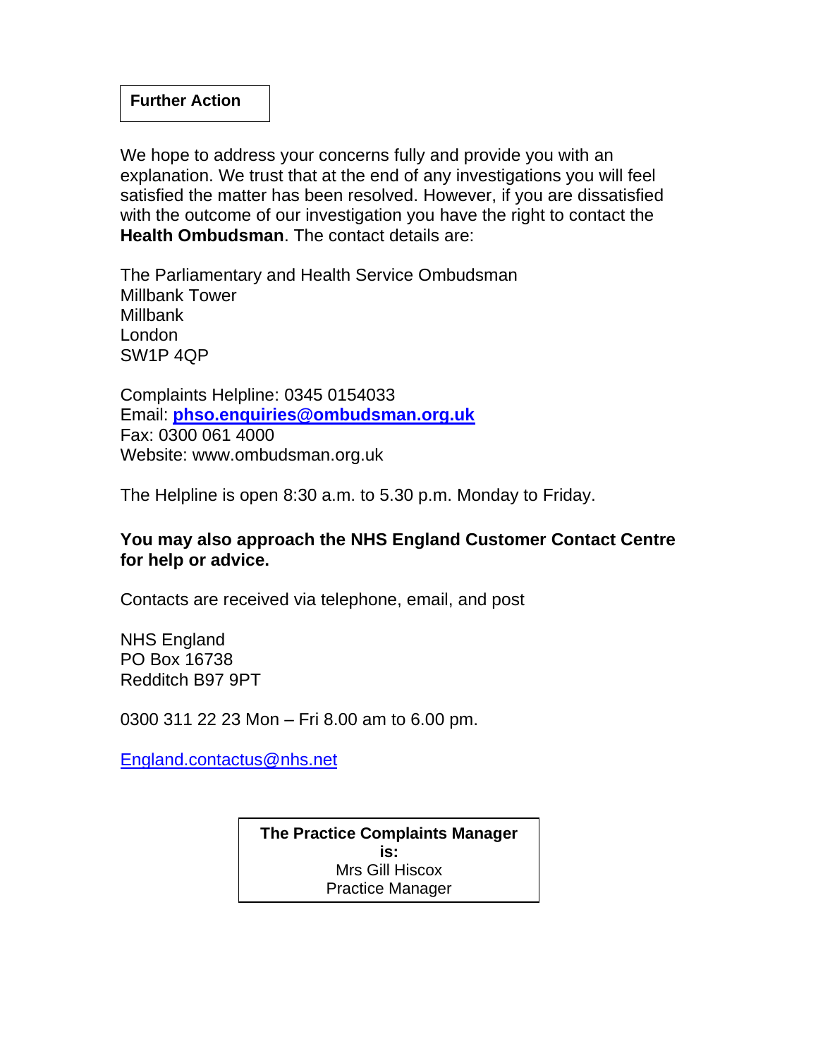## Further Action

We hope to address your concerns fully and provide you with an explanation. We trust that at the end of any investigations you will feel satisfied the matter has been resolved. However, if you are dissatisfied with the outcome of our investigation you have the right to contact the **Health Ombudsman**. The contact details are:

The Parliamentary and Health Service Ombudsman
Millbank Tower
Millbank
London
SW1P 4QP

Complaints Helpline: 0345 0154033
Email: **phso.enquiries@ombudsman.org.uk**
Fax: 0300 061 4000
Website: www.ombudsman.org.uk

The Helpline is open 8:30 a.m. to 5.30 p.m. Monday to Friday.

**You may also approach the NHS England Customer Contact Centre for help or advice.**

Contacts are received via telephone, email, and post

NHS England
PO Box 16738
Redditch B97 9PT

0300 311 22 23 Mon – Fri 8.00 am to 6.00 pm.

England.contactus@nhs.net

**The Practice Complaints Manager is:**
Mrs Gill Hiscox
Practice Manager